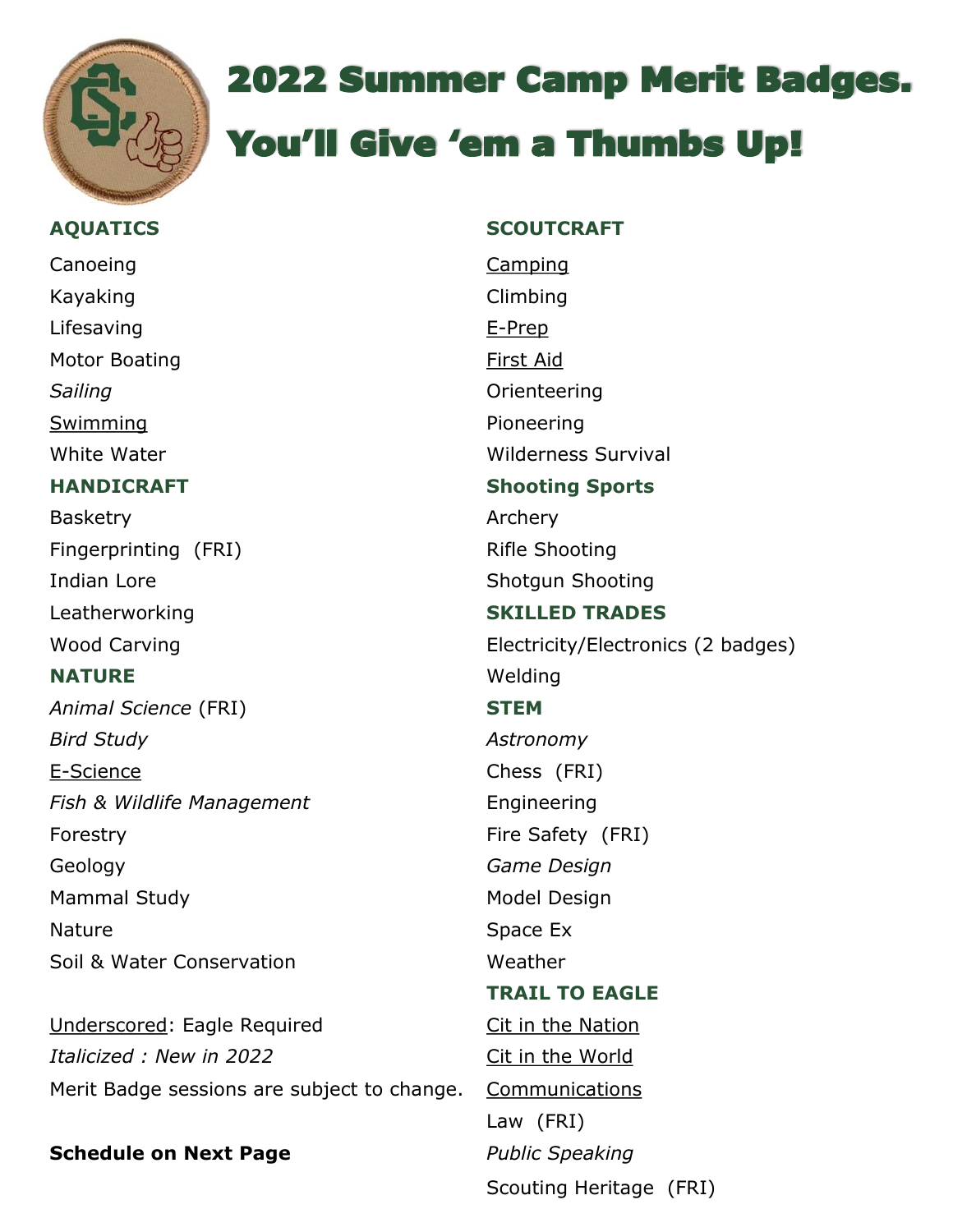# 2022 Summer Camp Merit Badges.

# You'll Give 'em a Thumbs Up!

**AQUATICS**

Canoeing

Kayaking

Lifesaving

Motor Boating

*Sailing*

<u>Swimming</u>

White Water

**HANDICRAFT**

Basketry

Fingerprinting (FRI)

Indian Lore

Leatherworking

Wood Carving

**NATURE**

*Animal Science* (FRI)

*Bird Study*

<u>E-Science</u>

*Fish & Wildlife Management*

Forestry

Geology

Mammal Study

Nature

Soil & Water Conservation

<u>Underscored</u>: Eagle Required

*Italicized : New in 2022*

Merit Badge sessions are subject to change.

**Schedule on Next Page**

**SCOUTCRAFT**

<u>Camping</u>

Climbing

<u>E-Prep</u>

<u>First Aid</u>

Orienteering

Pioneering

Wilderness Survival

**Shooting Sports**

Archery

Rifle Shooting

Shotgun Shooting

**SKILLED TRADES**

Electricity/Electronics (2 badges)

Welding

**STEM**

*Astronomy*

Chess (FRI)

Engineering

Fire Safety (FRI)

*Game Design*

Model Design

Space Ex

Weather

**TRAIL TO EAGLE**

<u>Cit in the Nation</u>

<u>Cit in the World</u>

<u>Communications</u>

Law (FRI)

*Public Speaking*

Scouting Heritage (FRI)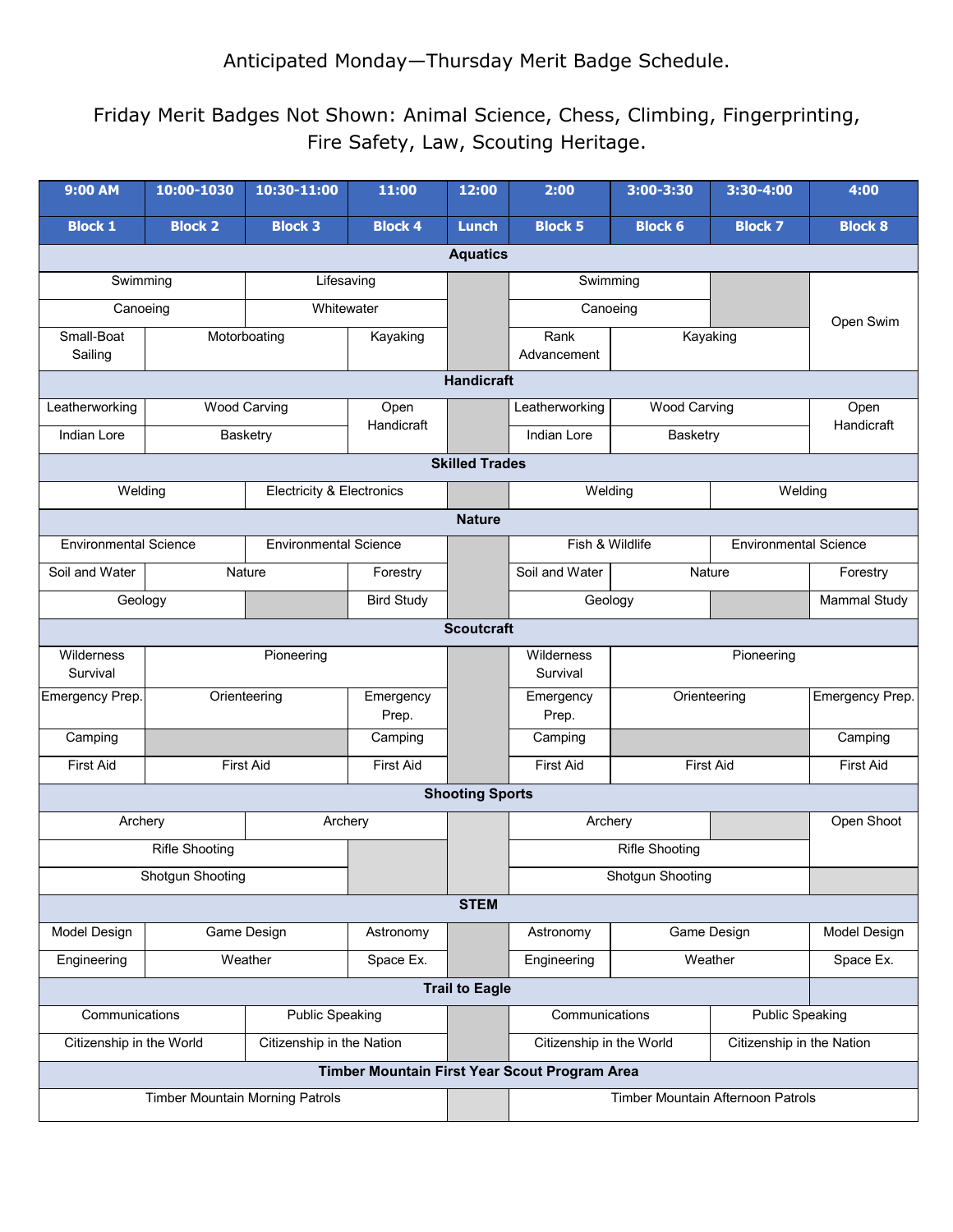Anticipated Monday—Thursday Merit Badge Schedule.

Friday Merit Badges Not Shown: Animal Science, Chess, Climbing, Fingerprinting, Fire Safety, Law, Scouting Heritage.

| 9:00 AM | 10:00-1030 | 10:30-11:00 | 11:00 | 12:00 | 2:00 | 3:00-3:30 | 3:30-4:00 | 4:00 |
|---|---|---|---|---|---|---|---|---|
| **Block 1** | **Block 2** | **Block 3** | **Block 4** | **Lunch** | **Block 5** | **Block 6** | **Block 7** | **Block 8** |
| **Aquatics** | | | | | | | | |
| Swimming | | Lifesaving | | | Swimming | | | Open Swim |
| Canoeing | | Whitewater | | | Canoeing | | | |
| Small-Boat Sailing | Motorboating | | Kayaking | | Rank Advancement | Kayaking | | |
| **Handicraft** | | | | | | | | |
| Leatherworking | Wood Carving | | Open Handicraft | | Leatherworking | Wood Carving | | Open Handicraft |
| Indian Lore | Basketry | | | | Indian Lore | Basketry | | |
| **Skilled Trades** | | | | | | | | |
| Welding | | Electricity & Electronics | | | Welding | | Welding | |
| **Nature** | | | | | | | | |
| Environmental Science | | Environmental Science | | | Fish & Wildlife | | Environmental Science | |
| Soil and Water | Nature | | Forestry | | Soil and Water | Nature | | Forestry |
| Geology | | | Bird Study | | Geology | | | Mammal Study |
| **Scoutcraft** | | | | | | | | |
| Wilderness Survival | Pioneering | | | | Wilderness Survival | Pioneering | | |
| Emergency Prep. | Orienteering | | Emergency Prep. | | Emergency Prep. | Orienteering | | Emergency Prep. |
| Camping | | | Camping | | Camping | | | Camping |
| First Aid | First Aid | | First Aid | | First Aid | First Aid | | First Aid |
| **Shooting Sports** | | | | | | | | |
| Archery | | Archery | | | Archery | | | Open Shoot |
| Rifle Shooting | | | | | Rifle Shooting | | | |
| Shotgun Shooting | | | | | Shotgun Shooting | | | |
| **STEM** | | | | | | | | |
| Model Design | Game Design | | Astronomy | | Astronomy | Game Design | | Model Design |
| Engineering | Weather | | Space Ex. | | Engineering | Weather | | Space Ex. |
| **Trail to Eagle** | | | | | | | | |
| Communications | | Public Speaking | | | Communications | | Public Speaking | |
| Citizenship in the World | | Citizenship in the Nation | | | Citizenship in the World | | Citizenship in the Nation | |
| **Timber Mountain First Year Scout Program Area** | | | | | | | | |
| Timber Mountain Morning Patrols | | | | | Timber Mountain Afternoon Patrols | | | |